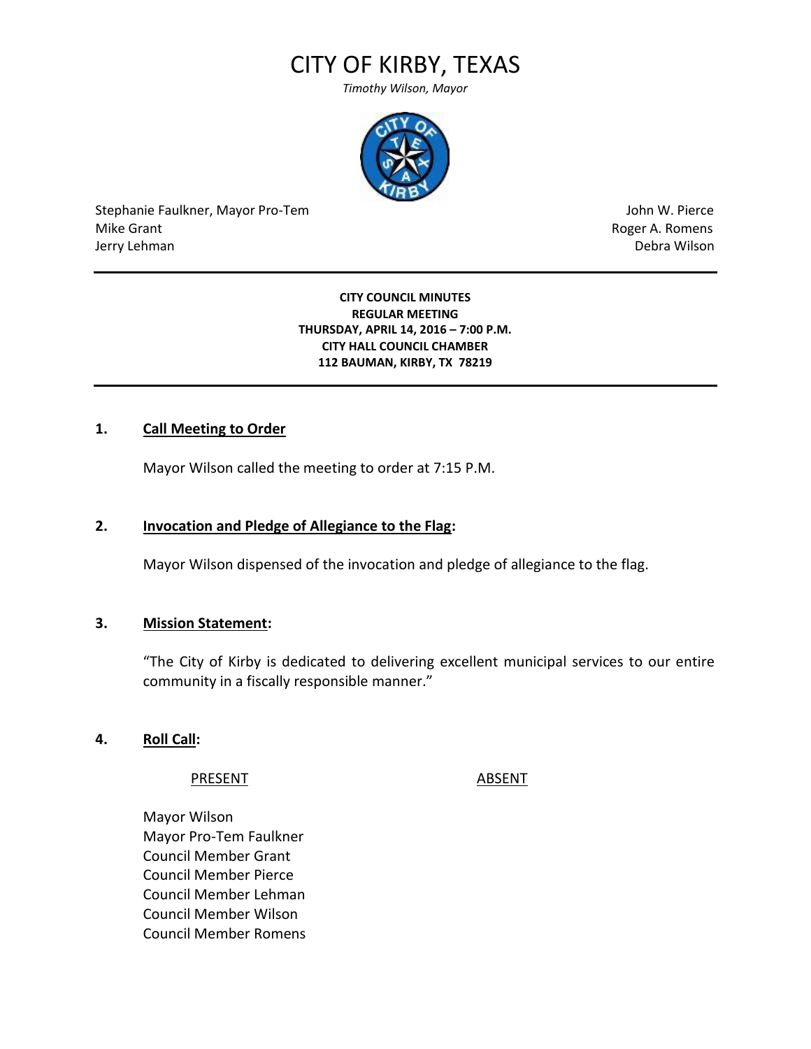# CITY OF KIRBY, TEXAS

*Timothy Wilson, Mayor*

Stephanie Faulkner, Mayor Pro-Tem
Mike Grant
Jerry Lehman

John W. Pierce
Roger A. Romens
Debra Wilson

---

**CITY COUNCIL MINUTES**
**REGULAR MEETING**
**THURSDAY, APRIL 14, 2016 – 7:00 P.M.**
**CITY HALL COUNCIL CHAMBER**
**112 BAUMAN, KIRBY, TX 78219**

---

**1. Call Meeting to Order**

Mayor Wilson called the meeting to order at 7:15 P.M.

**2. Invocation and Pledge of Allegiance to the Flag:**

Mayor Wilson dispensed of the invocation and pledge of allegiance to the flag.

**3. Mission Statement:**

"The City of Kirby is dedicated to delivering excellent municipal services to our entire community in a fiscally responsible manner."

**4. Roll Call:**

| PRESENT | ABSENT |
|---|---|
| Mayor Wilson | |
| Mayor Pro-Tem Faulkner | |
| Council Member Grant | |
| Council Member Pierce | |
| Council Member Lehman | |
| Council Member Wilson | |
| Council Member Romens | |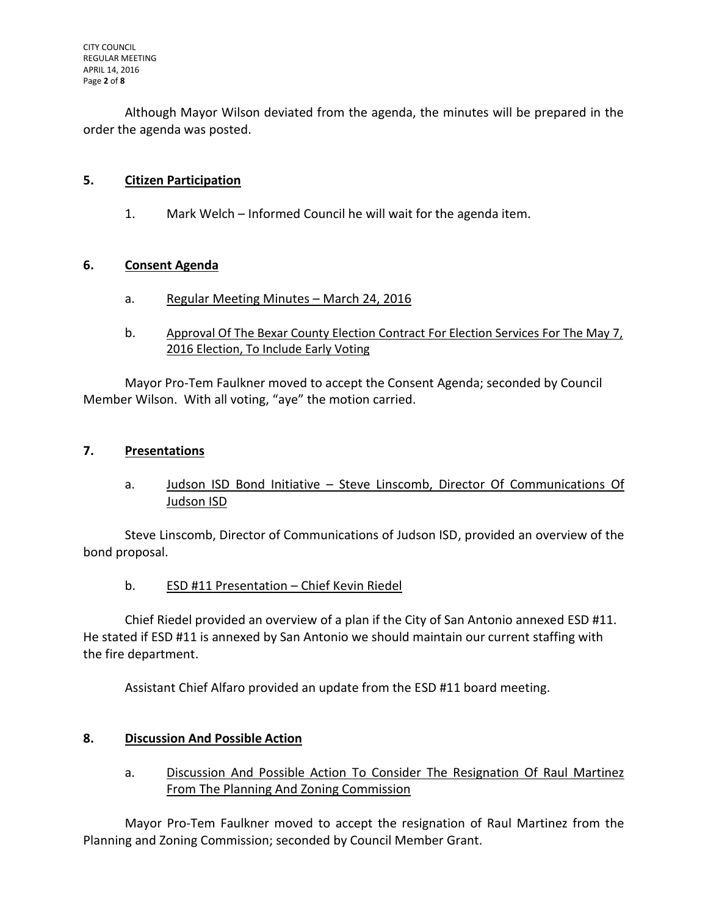Although Mayor Wilson deviated from the agenda, the minutes will be prepared in the order the agenda was posted.

## 5. Citizen Participation

1. Mark Welch – Informed Council he will wait for the agenda item.

## 6. Consent Agenda

a. Regular Meeting Minutes – March 24, 2016

b. Approval Of The Bexar County Election Contract For Election Services For The May 7, 2016 Election, To Include Early Voting

Mayor Pro-Tem Faulkner moved to accept the Consent Agenda; seconded by Council Member Wilson. With all voting, "aye" the motion carried.

## 7. Presentations

a. Judson ISD Bond Initiative – Steve Linscomb, Director Of Communications Of Judson ISD

Steve Linscomb, Director of Communications of Judson ISD, provided an overview of the bond proposal.

b. ESD #11 Presentation – Chief Kevin Riedel

Chief Riedel provided an overview of a plan if the City of San Antonio annexed ESD #11. He stated if ESD #11 is annexed by San Antonio we should maintain our current staffing with the fire department.

Assistant Chief Alfaro provided an update from the ESD #11 board meeting.

## 8. Discussion And Possible Action

a. Discussion And Possible Action To Consider The Resignation Of Raul Martinez From The Planning And Zoning Commission

Mayor Pro-Tem Faulkner moved to accept the resignation of Raul Martinez from the Planning and Zoning Commission; seconded by Council Member Grant.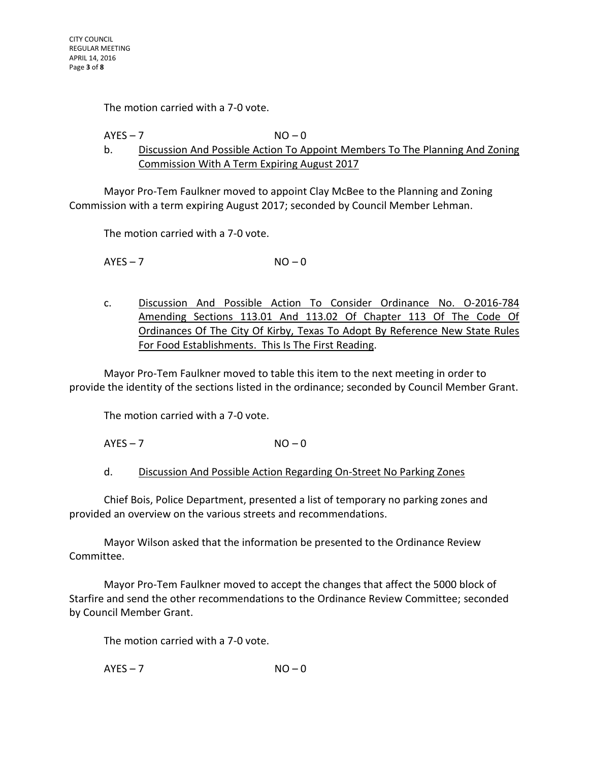The motion carried with a 7-0 vote.

AYES – 7 NO – 0

b. <u>Discussion And Possible Action To Appoint Members To The Planning And Zoning Commission With A Term Expiring August 2017</u>

Mayor Pro-Tem Faulkner moved to appoint Clay McBee to the Planning and Zoning Commission with a term expiring August 2017; seconded by Council Member Lehman.

The motion carried with a 7-0 vote.

AYES – 7 NO – 0

c. <u>Discussion And Possible Action To Consider Ordinance No. O-2016-784 Amending Sections 113.01 And 113.02 Of Chapter 113 Of The Code Of Ordinances Of The City Of Kirby, Texas To Adopt By Reference New State Rules For Food Establishments. This Is The First Reading</u>.

Mayor Pro-Tem Faulkner moved to table this item to the next meeting in order to provide the identity of the sections listed in the ordinance; seconded by Council Member Grant.

The motion carried with a 7-0 vote.

AYES – 7 NO – 0

d. <u>Discussion And Possible Action Regarding On-Street No Parking Zones</u>

Chief Bois, Police Department, presented a list of temporary no parking zones and provided an overview on the various streets and recommendations.

Mayor Wilson asked that the information be presented to the Ordinance Review Committee.

Mayor Pro-Tem Faulkner moved to accept the changes that affect the 5000 block of Starfire and send the other recommendations to the Ordinance Review Committee; seconded by Council Member Grant.

The motion carried with a 7-0 vote.

AYES – 7 NO – 0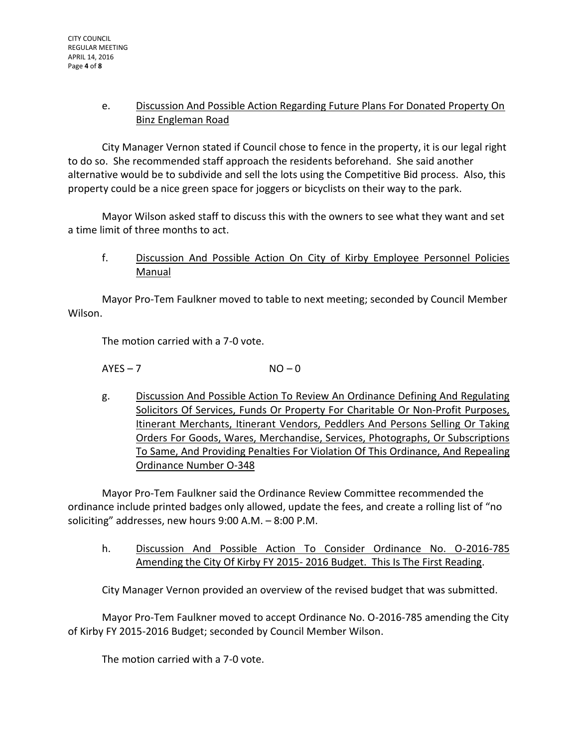e. Discussion And Possible Action Regarding Future Plans For Donated Property On Binz Engleman Road

City Manager Vernon stated if Council chose to fence in the property, it is our legal right to do so. She recommended staff approach the residents beforehand. She said another alternative would be to subdivide and sell the lots using the Competitive Bid process. Also, this property could be a nice green space for joggers or bicyclists on their way to the park.

Mayor Wilson asked staff to discuss this with the owners to see what they want and set a time limit of three months to act.

f. Discussion And Possible Action On City of Kirby Employee Personnel Policies Manual

Mayor Pro-Tem Faulkner moved to table to next meeting; seconded by Council Member Wilson.

The motion carried with a 7-0 vote.

AYES – 7 NO – 0

g. Discussion And Possible Action To Review An Ordinance Defining And Regulating Solicitors Of Services, Funds Or Property For Charitable Or Non-Profit Purposes, Itinerant Merchants, Itinerant Vendors, Peddlers And Persons Selling Or Taking Orders For Goods, Wares, Merchandise, Services, Photographs, Or Subscriptions To Same, And Providing Penalties For Violation Of This Ordinance, And Repealing Ordinance Number O-348

Mayor Pro-Tem Faulkner said the Ordinance Review Committee recommended the ordinance include printed badges only allowed, update the fees, and create a rolling list of "no soliciting" addresses, new hours 9:00 A.M. – 8:00 P.M.

h. Discussion And Possible Action To Consider Ordinance No. O-2016-785 Amending the City Of Kirby FY 2015- 2016 Budget. This Is The First Reading.

City Manager Vernon provided an overview of the revised budget that was submitted.

Mayor Pro-Tem Faulkner moved to accept Ordinance No. O-2016-785 amending the City of Kirby FY 2015-2016 Budget; seconded by Council Member Wilson.

The motion carried with a 7-0 vote.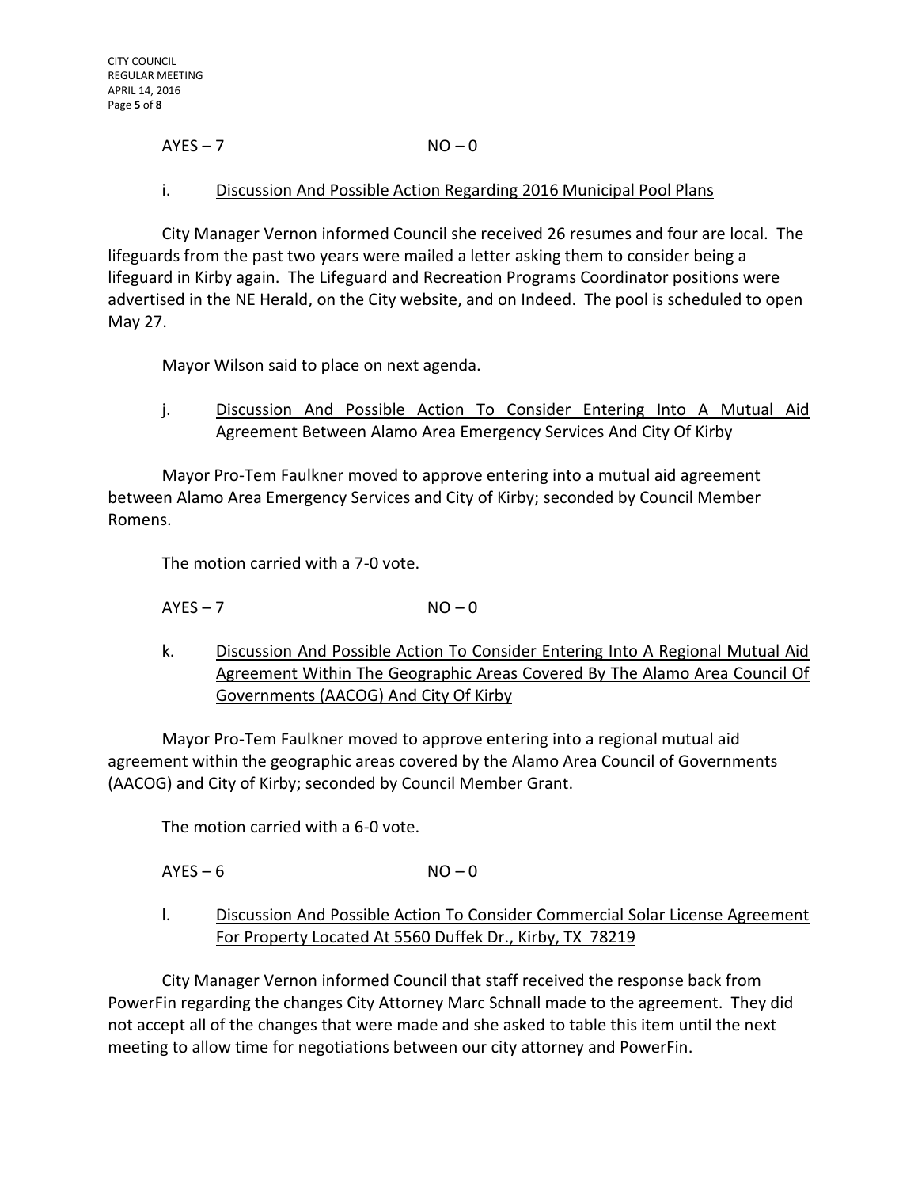AYES – 7 NO – 0

i. <u>Discussion And Possible Action Regarding 2016 Municipal Pool Plans</u>

City Manager Vernon informed Council she received 26 resumes and four are local. The lifeguards from the past two years were mailed a letter asking them to consider being a lifeguard in Kirby again. The Lifeguard and Recreation Programs Coordinator positions were advertised in the NE Herald, on the City website, and on Indeed. The pool is scheduled to open May 27.

Mayor Wilson said to place on next agenda.

j. <u>Discussion And Possible Action To Consider Entering Into A Mutual Aid Agreement Between Alamo Area Emergency Services And City Of Kirby</u>

Mayor Pro-Tem Faulkner moved to approve entering into a mutual aid agreement between Alamo Area Emergency Services and City of Kirby; seconded by Council Member Romens.

The motion carried with a 7-0 vote.

AYES – 7 NO – 0

k. <u>Discussion And Possible Action To Consider Entering Into A Regional Mutual Aid Agreement Within The Geographic Areas Covered By The Alamo Area Council Of Governments (AACOG) And City Of Kirby</u>

Mayor Pro-Tem Faulkner moved to approve entering into a regional mutual aid agreement within the geographic areas covered by the Alamo Area Council of Governments (AACOG) and City of Kirby; seconded by Council Member Grant.

The motion carried with a 6-0 vote.

AYES – 6 NO – 0

l. <u>Discussion And Possible Action To Consider Commercial Solar License Agreement For Property Located At 5560 Duffek Dr., Kirby, TX 78219</u>

City Manager Vernon informed Council that staff received the response back from PowerFin regarding the changes City Attorney Marc Schnall made to the agreement. They did not accept all of the changes that were made and she asked to table this item until the next meeting to allow time for negotiations between our city attorney and PowerFin.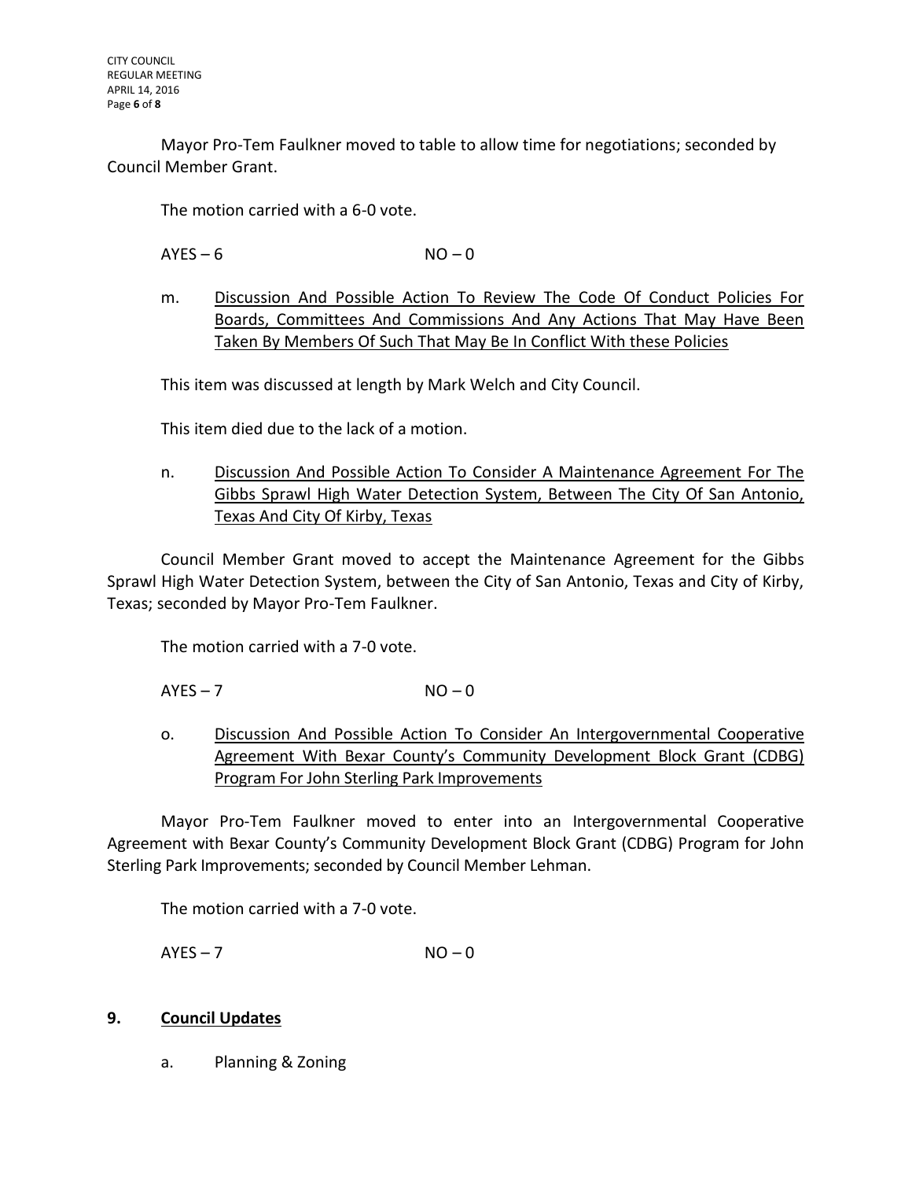Mayor Pro-Tem Faulkner moved to table to allow time for negotiations; seconded by Council Member Grant.

The motion carried with a 6-0 vote.

AYES – 6　　　　　　　　NO – 0

m. <u>Discussion And Possible Action To Review The Code Of Conduct Policies For Boards, Committees And Commissions And Any Actions That May Have Been Taken By Members Of Such That May Be In Conflict With these Policies</u>

This item was discussed at length by Mark Welch and City Council.

This item died due to the lack of a motion.

n. <u>Discussion And Possible Action To Consider A Maintenance Agreement For The Gibbs Sprawl High Water Detection System, Between The City Of San Antonio, Texas And City Of Kirby, Texas</u>

Council Member Grant moved to accept the Maintenance Agreement for the Gibbs Sprawl High Water Detection System, between the City of San Antonio, Texas and City of Kirby, Texas; seconded by Mayor Pro-Tem Faulkner.

The motion carried with a 7-0 vote.

AYES – 7　　　　　　　　NO – 0

o. <u>Discussion And Possible Action To Consider An Intergovernmental Cooperative Agreement With Bexar County's Community Development Block Grant (CDBG) Program For John Sterling Park Improvements</u>

Mayor Pro-Tem Faulkner moved to enter into an Intergovernmental Cooperative Agreement with Bexar County's Community Development Block Grant (CDBG) Program for John Sterling Park Improvements; seconded by Council Member Lehman.

The motion carried with a 7-0 vote.

AYES – 7　　　　　　　　NO – 0

## 9. <u>Council Updates</u>

a. Planning & Zoning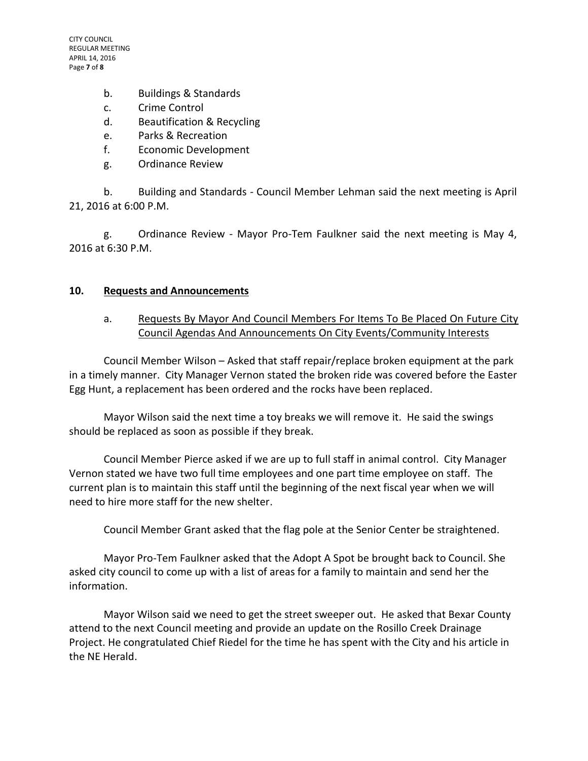b. Buildings & Standards
c. Crime Control
d. Beautification & Recycling
e. Parks & Recreation
f. Economic Development
g. Ordinance Review

b. Building and Standards - Council Member Lehman said the next meeting is April 21, 2016 at 6:00 P.M.

g. Ordinance Review - Mayor Pro-Tem Faulkner said the next meeting is May 4, 2016 at 6:30 P.M.

## 10. <u>Requests and Announcements</u>

a. <u>Requests By Mayor And Council Members For Items To Be Placed On Future City Council Agendas And Announcements On City Events/Community Interests</u>

Council Member Wilson – Asked that staff repair/replace broken equipment at the park in a timely manner. City Manager Vernon stated the broken ride was covered before the Easter Egg Hunt, a replacement has been ordered and the rocks have been replaced.

Mayor Wilson said the next time a toy breaks we will remove it. He said the swings should be replaced as soon as possible if they break.

Council Member Pierce asked if we are up to full staff in animal control. City Manager Vernon stated we have two full time employees and one part time employee on staff. The current plan is to maintain this staff until the beginning of the next fiscal year when we will need to hire more staff for the new shelter.

Council Member Grant asked that the flag pole at the Senior Center be straightened.

Mayor Pro-Tem Faulkner asked that the Adopt A Spot be brought back to Council. She asked city council to come up with a list of areas for a family to maintain and send her the information.

Mayor Wilson said we need to get the street sweeper out. He asked that Bexar County attend to the next Council meeting and provide an update on the Rosillo Creek Drainage Project. He congratulated Chief Riedel for the time he has spent with the City and his article in the NE Herald.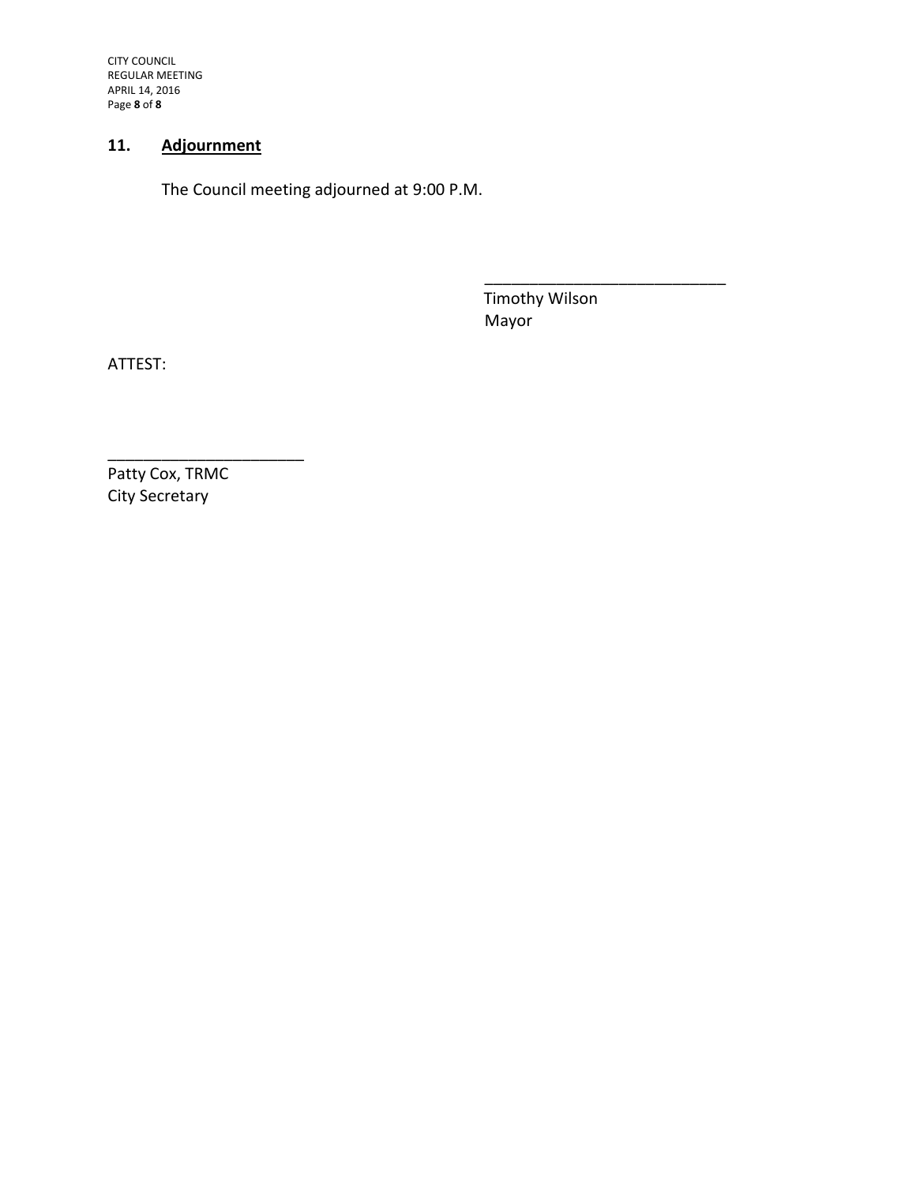## 11. Adjournment

The Council meeting adjourned at 9:00 P.M.

___________________________
Timothy Wilson
Mayor

ATTEST:

______________________
Patty Cox, TRMC
City Secretary